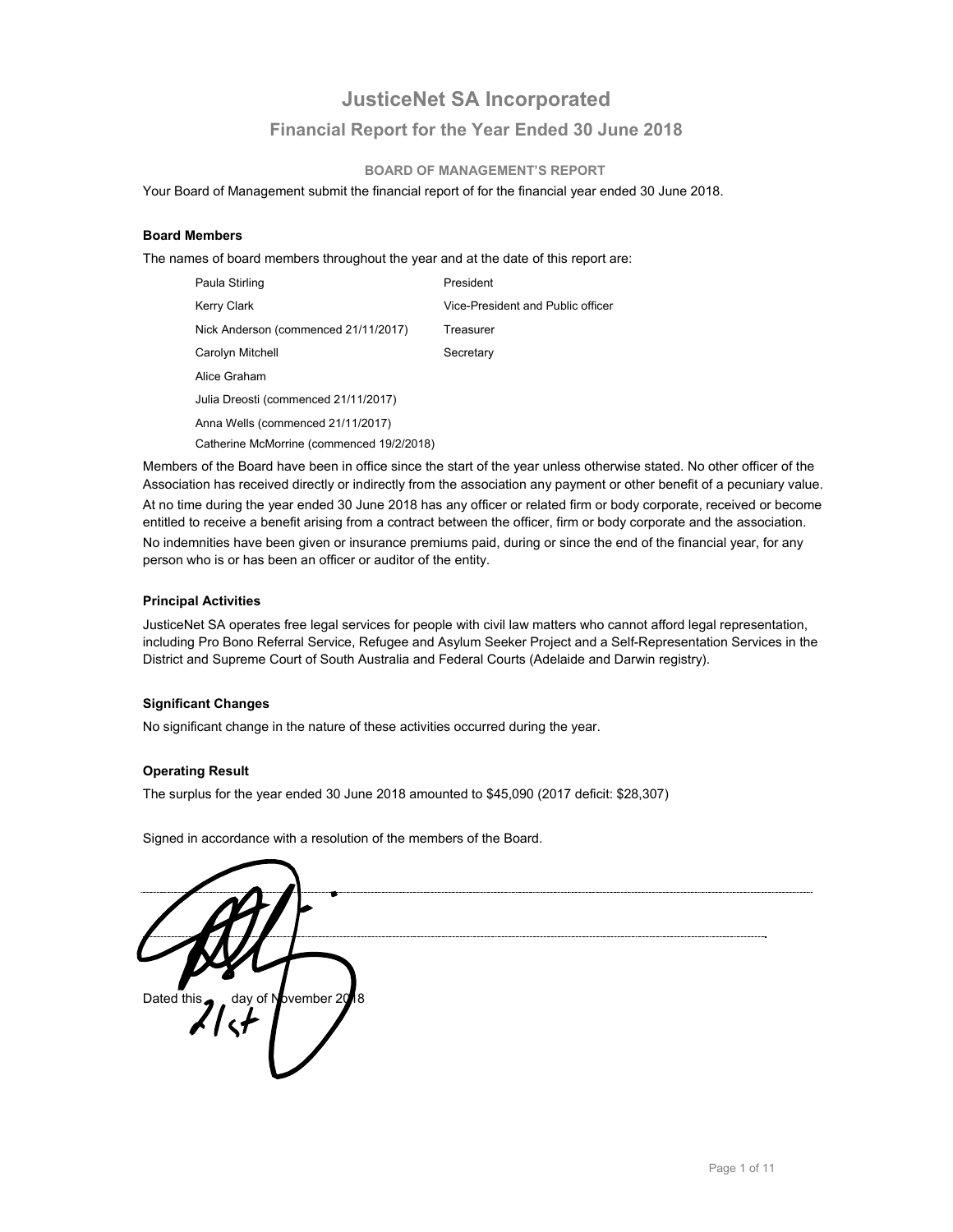# JusticeNet SA Incorporated

## Financial Report for the Year Ended 30 June 2018

### BOARD OF MANAGEMENT'S REPORT

Your Board of Management submit the financial report of for the financial year ended 30 June 2018.

**Board Members**

The names of board members throughout the year and at the date of this report are:

| | |
|---|---|
| Paula Stirling | President |
| Kerry Clark | Vice-President and Public officer |
| Nick Anderson (commenced 21/11/2017) | Treasurer |
| Carolyn Mitchell | Secretary |
| Alice Graham | |
| Julia Dreosti (commenced 21/11/2017) | |
| Anna Wells (commenced 21/11/2017) | |
| Catherine McMorrine (commenced 19/2/2018) | |

Members of the Board have been in office since the start of the year unless otherwise stated. No other officer of the Association has received directly or indirectly from the association any payment or other benefit of a pecuniary value.

At no time during the year ended 30 June 2018 has any officer or related firm or body corporate, received or become entitled to receive a benefit arising from a contract between the officer, firm or body corporate and the association.

No indemnities have been given or insurance premiums paid, during or since the end of the financial year, for any person who is or has been an officer or auditor of the entity.

**Principal Activities**

JusticeNet SA operates free legal services for people with civil law matters who cannot afford legal representation, including Pro Bono Referral Service, Refugee and Asylum Seeker Project and a Self-Representation Services in the District and Supreme Court of South Australia and Federal Courts (Adelaide and Darwin registry).

**Significant Changes**

No significant change in the nature of these activities occurred during the year.

**Operating Result**

The surplus for the year ended 30 June 2018 amounted to $45,090 (2017 deficit: $28,307)

Signed in accordance with a resolution of the members of the Board.

Dated this 21st day of November 2018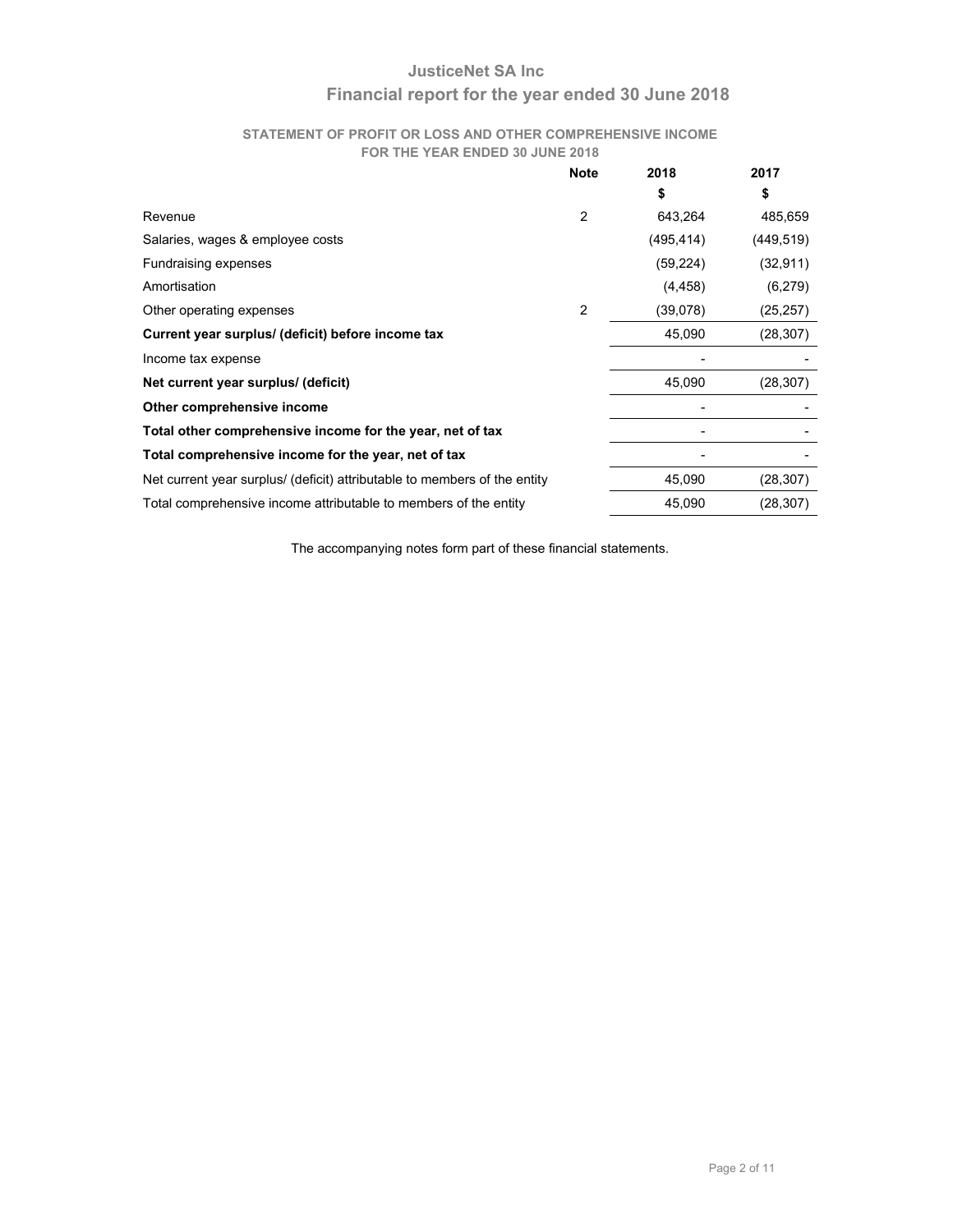# JusticeNet SA Inc

## Financial report for the year ended 30 June 2018

### STATEMENT OF PROFIT OR LOSS AND OTHER COMPREHENSIVE INCOME FOR THE YEAR ENDED 30 JUNE 2018

| | Note | 2018 | 2017 |
|---|---|---|---|
| | | $ | $ |
| Revenue | 2 | 643,264 | 485,659 |
| Salaries, wages & employee costs | | (495,414) | (449,519) |
| Fundraising expenses | | (59,224) | (32,911) |
| Amortisation | | (4,458) | (6,279) |
| Other operating expenses | 2 | (39,078) | (25,257) |
| **Current year surplus/ (deficit) before income tax** | | 45,090 | (28,307) |
| Income tax expense | | - | - |
| **Net current year surplus/ (deficit)** | | 45,090 | (28,307) |
| **Other comprehensive income** | | - | - |
| **Total other comprehensive income for the year, net of tax** | | - | - |
| **Total comprehensive income for the year, net of tax** | | - | - |
| Net current year surplus/ (deficit) attributable to members of the entity | | 45,090 | (28,307) |
| Total comprehensive income attributable to members of the entity | | 45,090 | (28,307) |

The accompanying notes form part of these financial statements.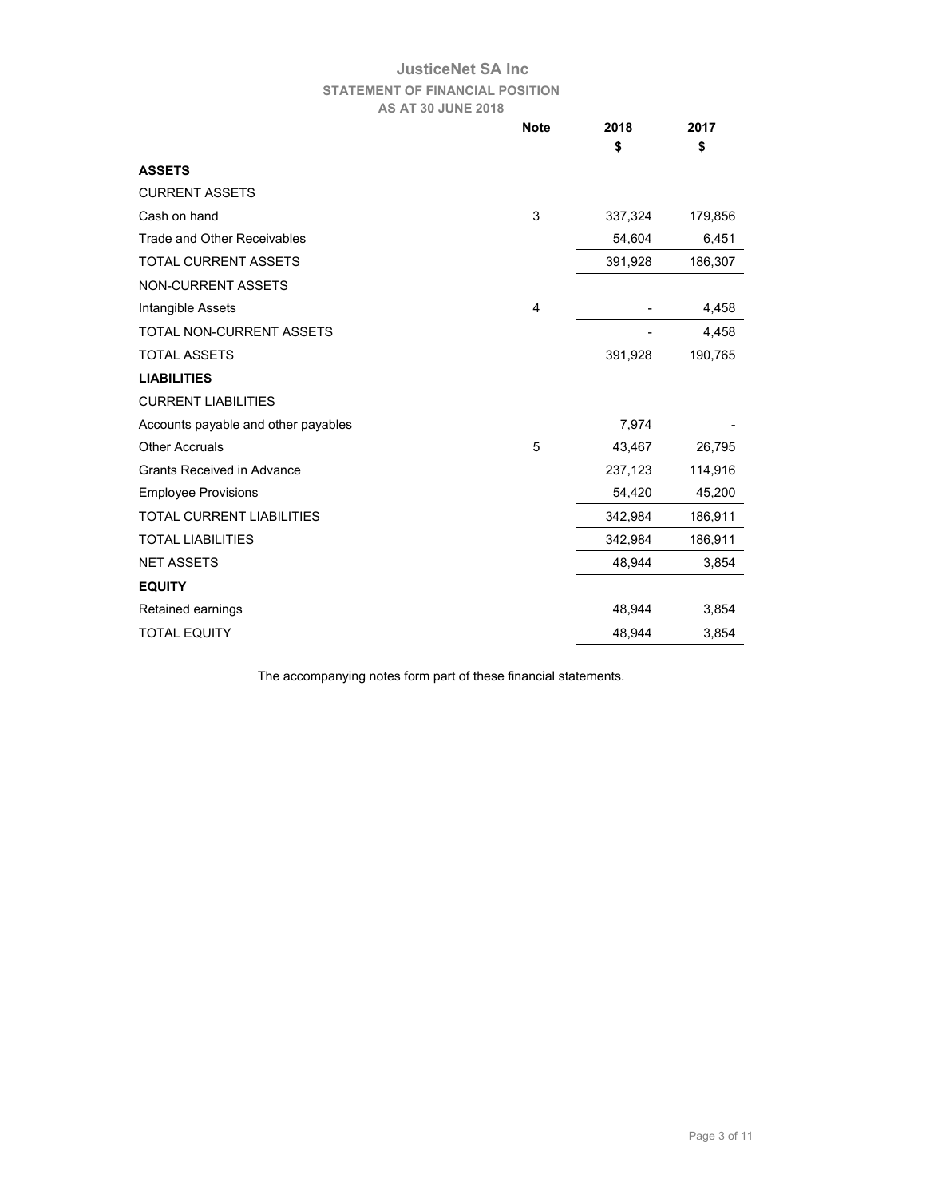# JusticeNet SA Inc

## STATEMENT OF FINANCIAL POSITION

### AS AT 30 JUNE 2018

| | Note | 2018<br>$ | 2017<br>$ |
|---|---|---|---|
| **ASSETS** | | | |
| CURRENT ASSETS | | | |
| Cash on hand | 3 | 337,324 | 179,856 |
| Trade and Other Receivables | | 54,604 | 6,451 |
| TOTAL CURRENT ASSETS | | 391,928 | 186,307 |
| NON-CURRENT ASSETS | | | |
| Intangible Assets | 4 | - | 4,458 |
| TOTAL NON-CURRENT ASSETS | | - | 4,458 |
| TOTAL ASSETS | | 391,928 | 190,765 |
| **LIABILITIES** | | | |
| CURRENT LIABILITIES | | | |
| Accounts payable and other payables | | 7,974 | - |
| Other Accruals | 5 | 43,467 | 26,795 |
| Grants Received in Advance | | 237,123 | 114,916 |
| Employee Provisions | | 54,420 | 45,200 |
| TOTAL CURRENT LIABILITIES | | 342,984 | 186,911 |
| TOTAL LIABILITIES | | 342,984 | 186,911 |
| NET ASSETS | | 48,944 | 3,854 |
| **EQUITY** | | | |
| Retained earnings | | 48,944 | 3,854 |
| TOTAL EQUITY | | 48,944 | 3,854 |

The accompanying notes form part of these financial statements.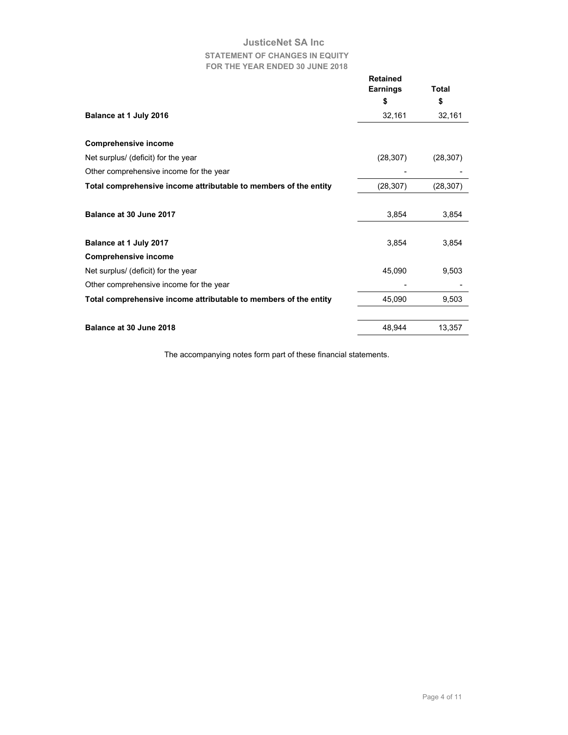# JusticeNet SA Inc

## STATEMENT OF CHANGES IN EQUITY
## FOR THE YEAR ENDED 30 JUNE 2018

| | Retained Earnings | Total |
|---|---|---|
| | $ | $ |
| **Balance at 1 July 2016** | 32,161 | 32,161 |
| | | |
| **Comprehensive income** | | |
| Net surplus/ (deficit) for the year | (28,307) | (28,307) |
| Other comprehensive income for the year | - | - |
| **Total comprehensive income attributable to members of the entity** | (28,307) | (28,307) |
| | | |
| **Balance at 30 June 2017** | 3,854 | 3,854 |
| | | |
| **Balance at 1 July 2017** | 3,854 | 3,854 |
| **Comprehensive income** | | |
| Net surplus/ (deficit) for the year | 45,090 | 9,503 |
| Other comprehensive income for the year | - | - |
| **Total comprehensive income attributable to members of the entity** | 45,090 | 9,503 |
| | | |
| **Balance at 30 June 2018** | 48,944 | 13,357 |

The accompanying notes form part of these financial statements.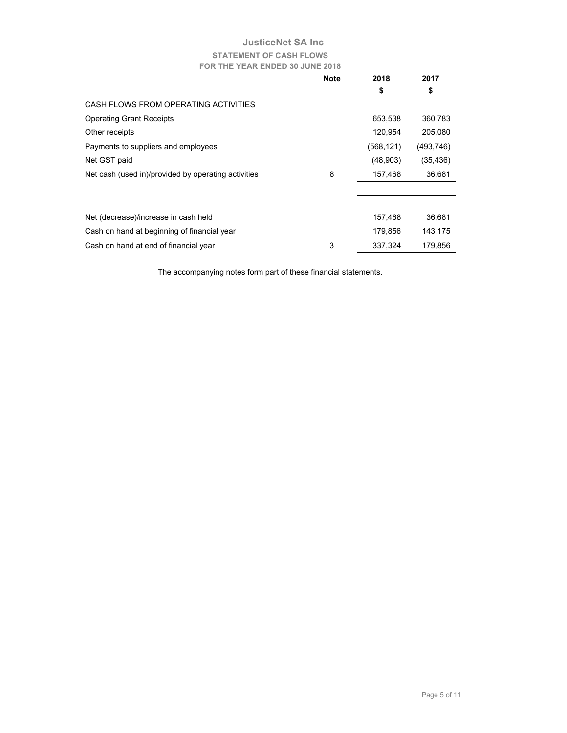# JusticeNet SA Inc

## STATEMENT OF CASH FLOWS

### FOR THE YEAR ENDED 30 JUNE 2018

| | Note | 2018 | 2017 |
|---|---|---|---|
| | | $ | $ |
| CASH FLOWS FROM OPERATING ACTIVITIES | | | |
| Operating Grant Receipts | | 653,538 | 360,783 |
| Other receipts | | 120,954 | 205,080 |
| Payments to suppliers and employees | | (568,121) | (493,746) |
| Net GST paid | | (48,903) | (35,436) |
| Net cash (used in)/provided by operating activities | 8 | 157,468 | 36,681 |
| | | | |
| Net (decrease)/increase in cash held | | 157,468 | 36,681 |
| Cash on hand at beginning of financial year | | 179,856 | 143,175 |
| Cash on hand at end of financial year | 3 | 337,324 | 179,856 |

The accompanying notes form part of these financial statements.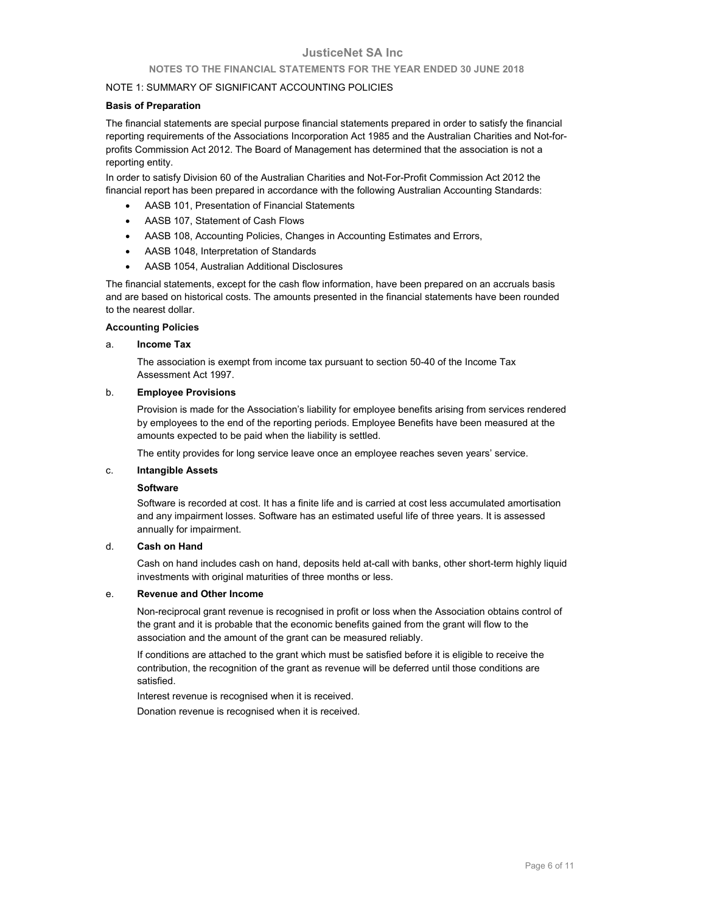# JusticeNet SA Inc

## NOTES TO THE FINANCIAL STATEMENTS FOR THE YEAR ENDED 30 JUNE 2018

NOTE 1: SUMMARY OF SIGNIFICANT ACCOUNTING POLICIES

**Basis of Preparation**

The financial statements are special purpose financial statements prepared in order to satisfy the financial reporting requirements of the Associations Incorporation Act 1985 and the Australian Charities and Not-for-profits Commission Act 2012. The Board of Management has determined that the association is not a reporting entity.

In order to satisfy Division 60 of the Australian Charities and Not-For-Profit Commission Act 2012 the financial report has been prepared in accordance with the following Australian Accounting Standards:

- AASB 101, Presentation of Financial Statements
- AASB 107, Statement of Cash Flows
- AASB 108, Accounting Policies, Changes in Accounting Estimates and Errors,
- AASB 1048, Interpretation of Standards
- AASB 1054, Australian Additional Disclosures

The financial statements, except for the cash flow information, have been prepared on an accruals basis and are based on historical costs. The amounts presented in the financial statements have been rounded to the nearest dollar.

**Accounting Policies**

a. **Income Tax**

The association is exempt from income tax pursuant to section 50-40 of the Income Tax Assessment Act 1997.

b. **Employee Provisions**

Provision is made for the Association's liability for employee benefits arising from services rendered by employees to the end of the reporting periods. Employee Benefits have been measured at the amounts expected to be paid when the liability is settled.

The entity provides for long service leave once an employee reaches seven years' service.

c. **Intangible Assets**

**Software**

Software is recorded at cost. It has a finite life and is carried at cost less accumulated amortisation and any impairment losses. Software has an estimated useful life of three years. It is assessed annually for impairment.

d. **Cash on Hand**

Cash on hand includes cash on hand, deposits held at-call with banks, other short-term highly liquid investments with original maturities of three months or less.

e. **Revenue and Other Income**

Non-reciprocal grant revenue is recognised in profit or loss when the Association obtains control of the grant and it is probable that the economic benefits gained from the grant will flow to the association and the amount of the grant can be measured reliably.

If conditions are attached to the grant which must be satisfied before it is eligible to receive the contribution, the recognition of the grant as revenue will be deferred until those conditions are satisfied.

Interest revenue is recognised when it is received.

Donation revenue is recognised when it is received.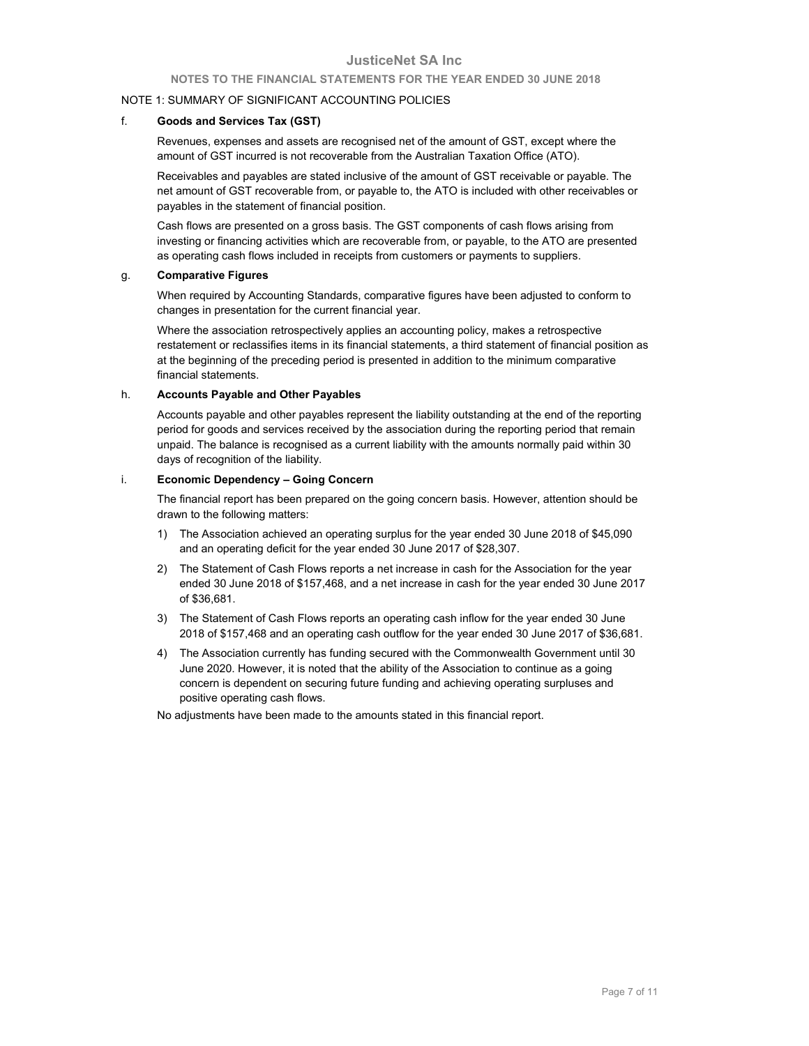# JusticeNet SA Inc

## NOTES TO THE FINANCIAL STATEMENTS FOR THE YEAR ENDED 30 JUNE 2018

NOTE 1: SUMMARY OF SIGNIFICANT ACCOUNTING POLICIES

f. **Goods and Services Tax (GST)**

Revenues, expenses and assets are recognised net of the amount of GST, except where the amount of GST incurred is not recoverable from the Australian Taxation Office (ATO).

Receivables and payables are stated inclusive of the amount of GST receivable or payable. The net amount of GST recoverable from, or payable to, the ATO is included with other receivables or payables in the statement of financial position.

Cash flows are presented on a gross basis. The GST components of cash flows arising from investing or financing activities which are recoverable from, or payable, to the ATO are presented as operating cash flows included in receipts from customers or payments to suppliers.

g. **Comparative Figures**

When required by Accounting Standards, comparative figures have been adjusted to conform to changes in presentation for the current financial year.

Where the association retrospectively applies an accounting policy, makes a retrospective restatement or reclassifies items in its financial statements, a third statement of financial position as at the beginning of the preceding period is presented in addition to the minimum comparative financial statements.

h. **Accounts Payable and Other Payables**

Accounts payable and other payables represent the liability outstanding at the end of the reporting period for goods and services received by the association during the reporting period that remain unpaid. The balance is recognised as a current liability with the amounts normally paid within 30 days of recognition of the liability.

i. **Economic Dependency – Going Concern**

The financial report has been prepared on the going concern basis. However, attention should be drawn to the following matters:

1) The Association achieved an operating surplus for the year ended 30 June 2018 of $45,090 and an operating deficit for the year ended 30 June 2017 of $28,307.
2) The Statement of Cash Flows reports a net increase in cash for the Association for the year ended 30 June 2018 of $157,468, and a net increase in cash for the year ended 30 June 2017 of $36,681.
3) The Statement of Cash Flows reports an operating cash inflow for the year ended 30 June 2018 of $157,468 and an operating cash outflow for the year ended 30 June 2017 of $36,681.
4) The Association currently has funding secured with the Commonwealth Government until 30 June 2020. However, it is noted that the ability of the Association to continue as a going concern is dependent on securing future funding and achieving operating surpluses and positive operating cash flows.

No adjustments have been made to the amounts stated in this financial report.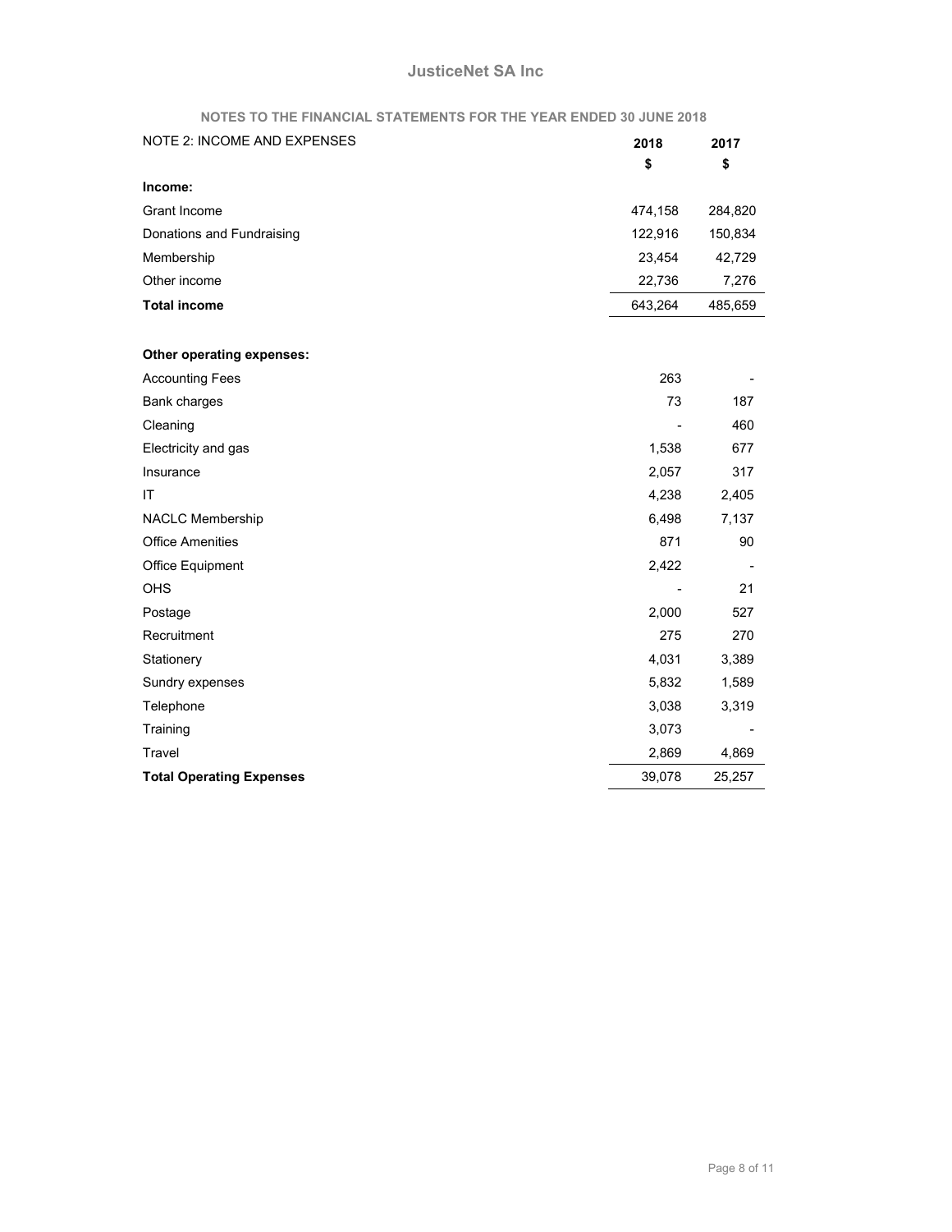# JusticeNet SA Inc

## NOTES TO THE FINANCIAL STATEMENTS FOR THE YEAR ENDED 30 JUNE 2018

| NOTE 2: INCOME AND EXPENSES | 2018 | 2017 |
|---|---|---|
| | $ | $ |
| **Income:** | | |
| Grant Income | 474,158 | 284,820 |
| Donations and Fundraising | 122,916 | 150,834 |
| Membership | 23,454 | 42,729 |
| Other income | 22,736 | 7,276 |
| **Total income** | 643,264 | 485,659 |
| | | |
| **Other operating expenses:** | | |
| Accounting Fees | 263 | - |
| Bank charges | 73 | 187 |
| Cleaning | - | 460 |
| Electricity and gas | 1,538 | 677 |
| Insurance | 2,057 | 317 |
| IT | 4,238 | 2,405 |
| NACLC Membership | 6,498 | 7,137 |
| Office Amenities | 871 | 90 |
| Office Equipment | 2,422 | - |
| OHS | - | 21 |
| Postage | 2,000 | 527 |
| Recruitment | 275 | 270 |
| Stationery | 4,031 | 3,389 |
| Sundry expenses | 5,832 | 1,589 |
| Telephone | 3,038 | 3,319 |
| Training | 3,073 | - |
| Travel | 2,869 | 4,869 |
| **Total Operating Expenses** | 39,078 | 25,257 |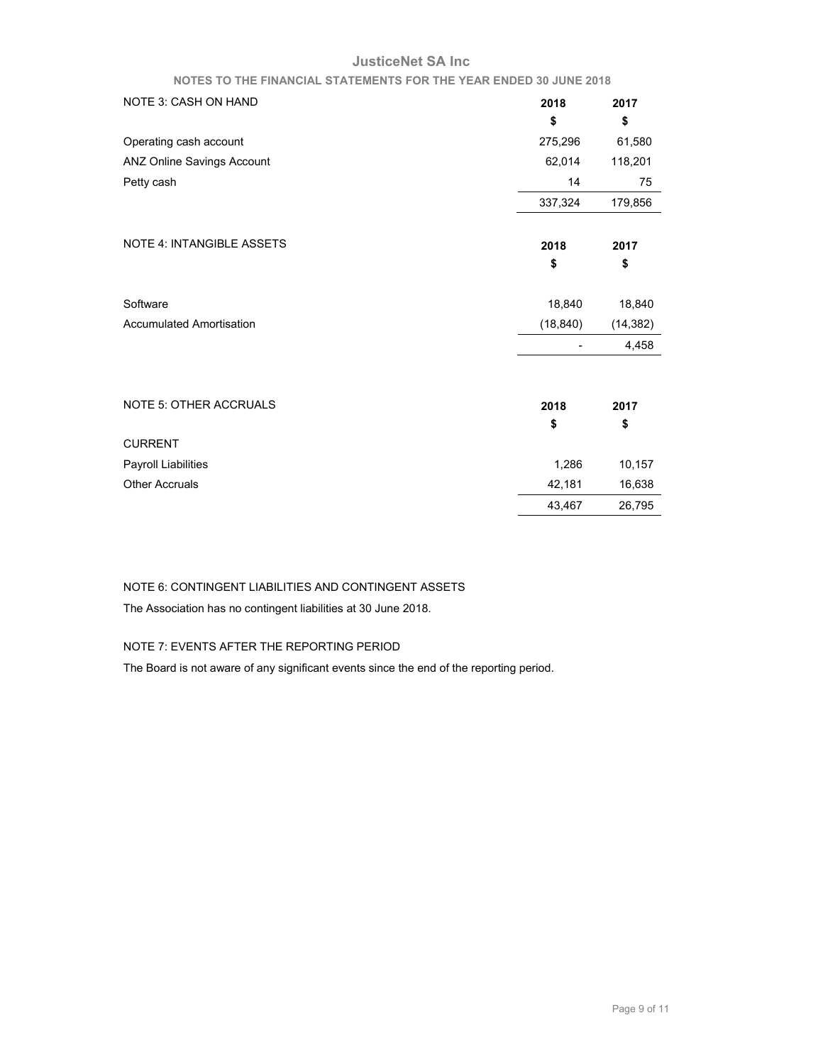# JusticeNet SA Inc

## NOTES TO THE FINANCIAL STATEMENTS FOR THE YEAR ENDED 30 JUNE 2018

| NOTE 3: CASH ON HAND | 2018 | 2017 |
|---|---|---|
| | $ | $ |
| Operating cash account | 275,296 | 61,580 |
| ANZ Online Savings Account | 62,014 | 118,201 |
| Petty cash | 14 | 75 |
| | 337,324 | 179,856 |

| NOTE 4: INTANGIBLE ASSETS | 2018 | 2017 |
|---|---|---|
| | $ | $ |
| Software | 18,840 | 18,840 |
| Accumulated Amortisation | (18,840) | (14,382) |
| | - | 4,458 |

| NOTE 5: OTHER ACCRUALS | 2018 | 2017 |
|---|---|---|
| | $ | $ |
| CURRENT | | |
| Payroll Liabilities | 1,286 | 10,157 |
| Other Accruals | 42,181 | 16,638 |
| | 43,467 | 26,795 |

NOTE 6: CONTINGENT LIABILITIES AND CONTINGENT ASSETS

The Association has no contingent liabilities at 30 June 2018.

NOTE 7: EVENTS AFTER THE REPORTING PERIOD

The Board is not aware of any significant events since the end of the reporting period.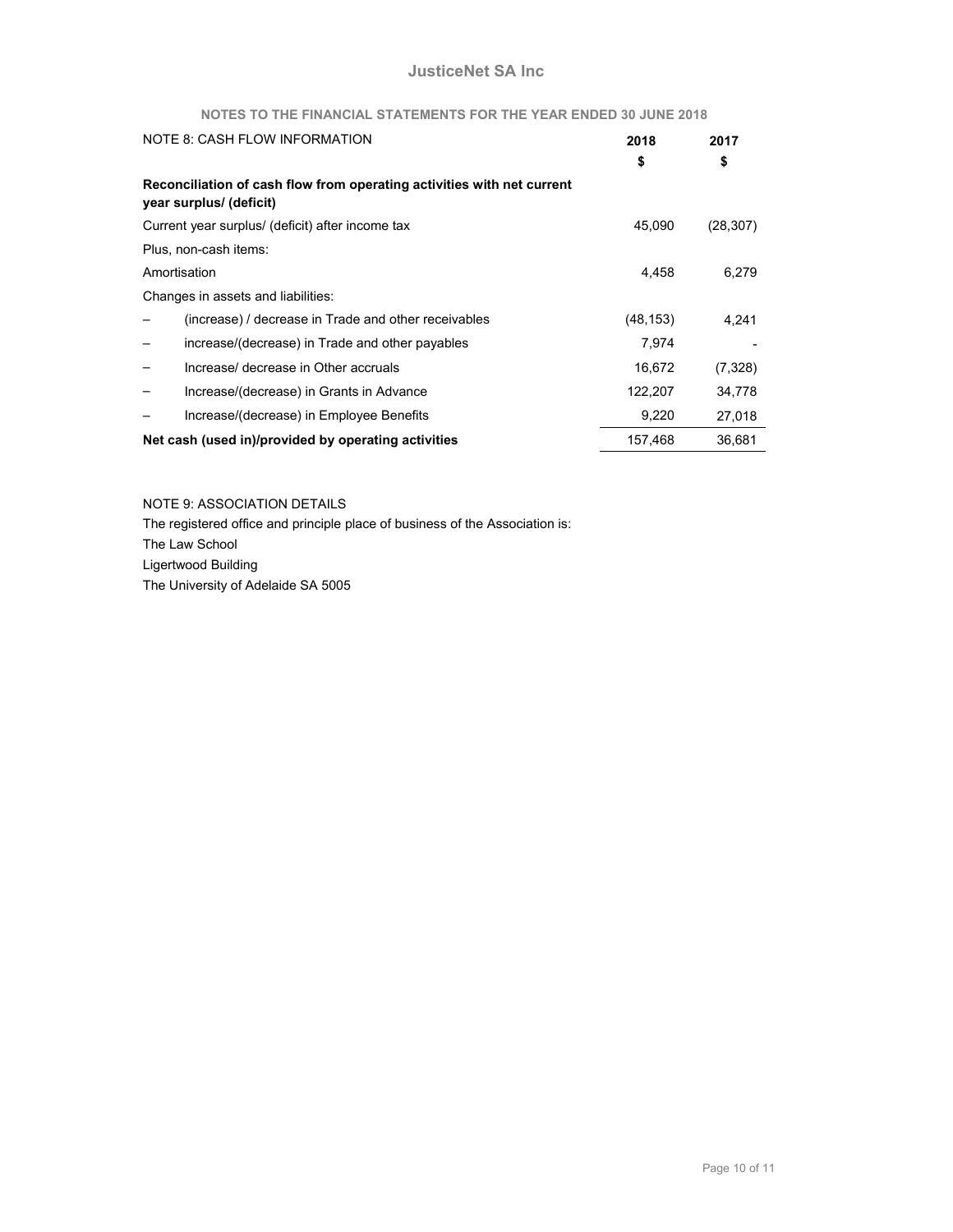# JusticeNet SA Inc

## NOTES TO THE FINANCIAL STATEMENTS FOR THE YEAR ENDED 30 JUNE 2018

| NOTE 8: CASH FLOW INFORMATION | 2018 | 2017 |
|---|---|---|
| | $ | $ |
| **Reconciliation of cash flow from operating activities with net current year surplus/ (deficit)** | | |
| Current year surplus/ (deficit) after income tax | 45,090 | (28,307) |
| Plus, non-cash items: | | |
| Amortisation | 4,458 | 6,279 |
| Changes in assets and liabilities: | | |
| – (increase) / decrease in Trade and other receivables | (48,153) | 4,241 |
| – increase/(decrease) in Trade and other payables | 7,974 | - |
| – Increase/ decrease in Other accruals | 16,672 | (7,328) |
| – Increase/(decrease) in Grants in Advance | 122,207 | 34,778 |
| – Increase/(decrease) in Employee Benefits | 9,220 | 27,018 |
| **Net cash (used in)/provided by operating activities** | 157,468 | 36,681 |

NOTE 9: ASSOCIATION DETAILS

The registered office and principle place of business of the Association is:

The Law School

Ligertwood Building

The University of Adelaide SA 5005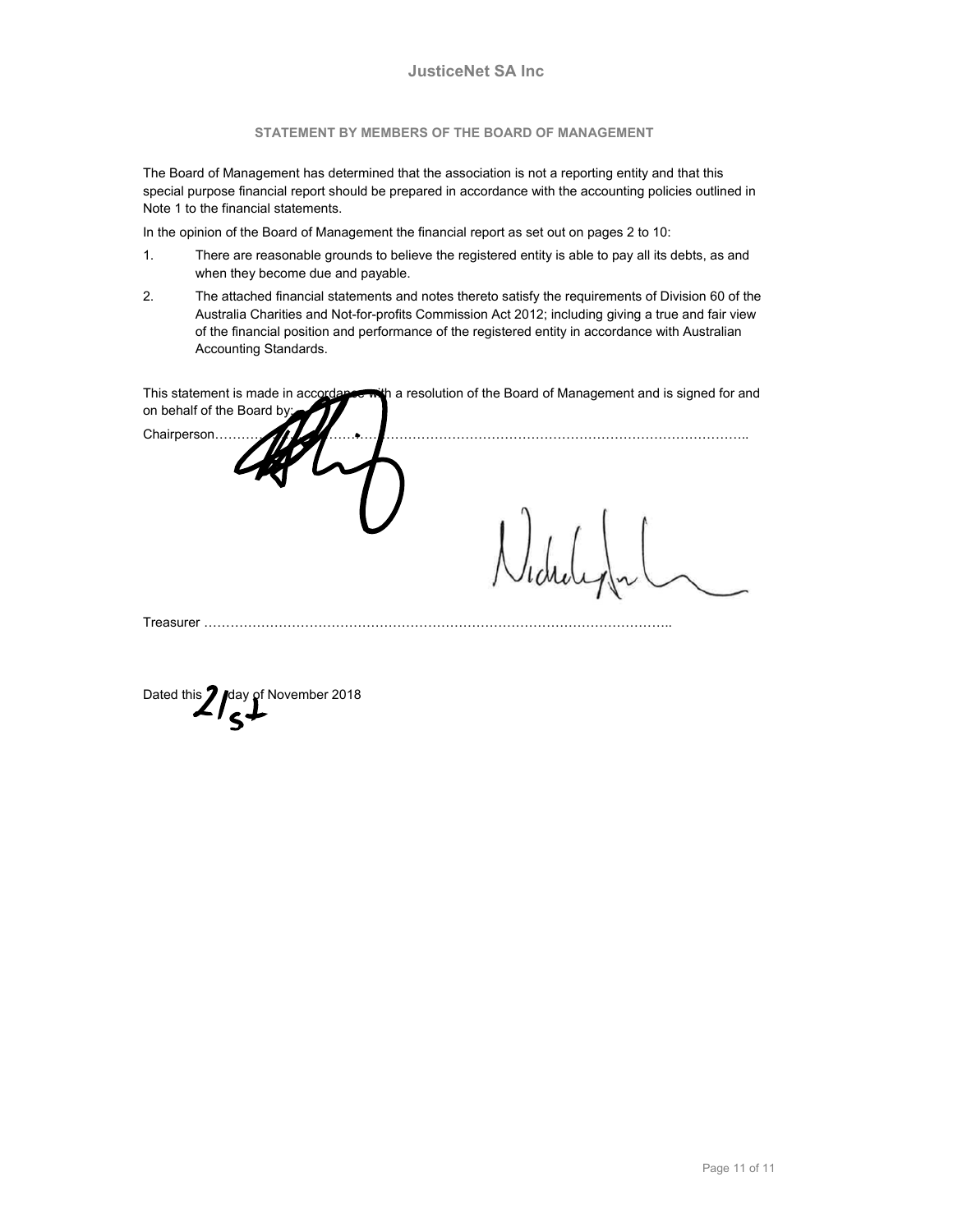**JusticeNet SA Inc**

**STATEMENT BY MEMBERS OF THE BOARD OF MANAGEMENT**

The Board of Management has determined that the association is not a reporting entity and that this special purpose financial report should be prepared in accordance with the accounting policies outlined in Note 1 to the financial statements.

In the opinion of the Board of Management the financial report as set out on pages 2 to 10:

1. There are reasonable grounds to believe the registered entity is able to pay all its debts, as and when they become due and payable.
2. The attached financial statements and notes thereto satisfy the requirements of Division 60 of the Australia Charities and Not-for-profits Commission Act 2012; including giving a true and fair view of the financial position and performance of the registered entity in accordance with Australian Accounting Standards.

This statement is made in accordance with a resolution of the Board of Management and is signed for and on behalf of the Board by:

Chairperson…………………………………………………………………………………………………………..

Treasurer …………………………………………………………………………………………………..

Dated this 21st day of November 2018